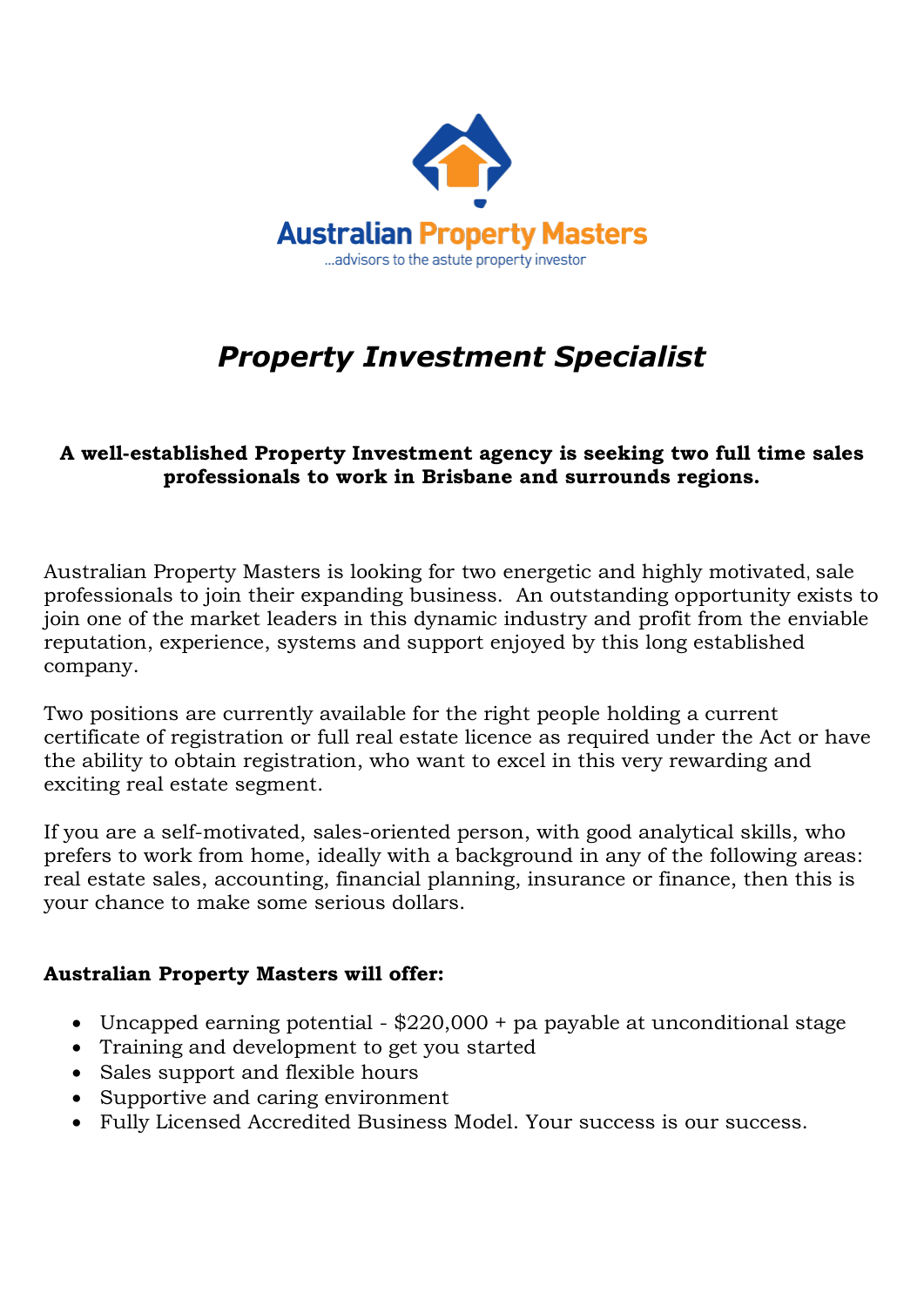Australian Property Masters

...advisors to the astute property investor

# *Property Investment Specialist*

**A well-established Property Investment agency is seeking two full time sales professionals to work in Brisbane and surrounds regions.**

Australian Property Masters is looking for two energetic and highly motivated, sale professionals to join their expanding business. An outstanding opportunity exists to join one of the market leaders in this dynamic industry and profit from the enviable reputation, experience, systems and support enjoyed by this long established company.

Two positions are currently available for the right people holding a current certificate of registration or full real estate licence as required under the Act or have the ability to obtain registration, who want to excel in this very rewarding and exciting real estate segment.

If you are a self-motivated, sales-oriented person, with good analytical skills, who prefers to work from home, ideally with a background in any of the following areas: real estate sales, accounting, financial planning, insurance or finance, then this is your chance to make some serious dollars.

**Australian Property Masters will offer:**

- Uncapped earning potential - $220,000 + pa payable at unconditional stage
- Training and development to get you started
- Sales support and flexible hours
- Supportive and caring environment
- Fully Licensed Accredited Business Model. Your success is our success.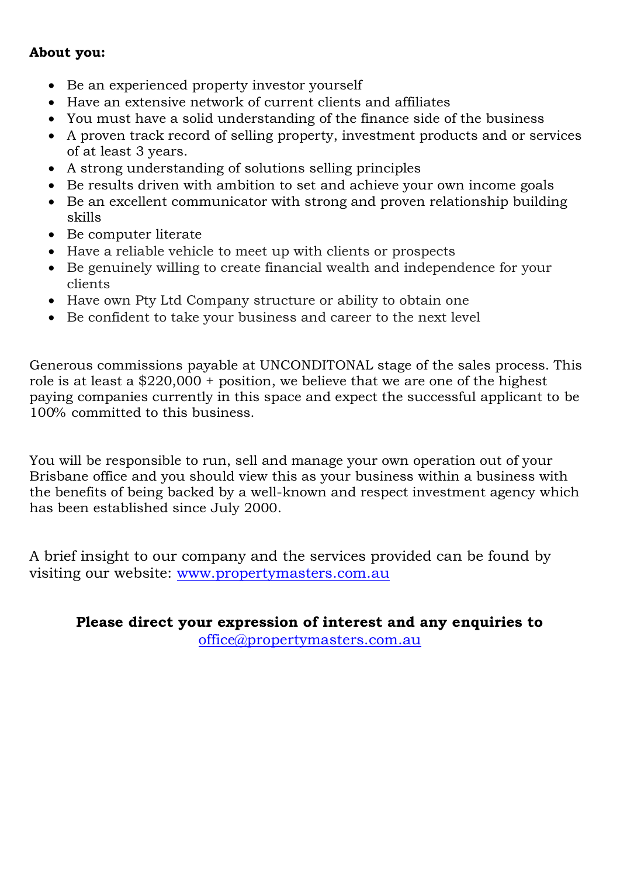**About you:**

- Be an experienced property investor yourself
- Have an extensive network of current clients and affiliates
- You must have a solid understanding of the finance side of the business
- A proven track record of selling property, investment products and or services of at least 3 years.
- A strong understanding of solutions selling principles
- Be results driven with ambition to set and achieve your own income goals
- Be an excellent communicator with strong and proven relationship building skills
- Be computer literate
- Have a reliable vehicle to meet up with clients or prospects
- Be genuinely willing to create financial wealth and independence for your clients
- Have own Pty Ltd Company structure or ability to obtain one
- Be confident to take your business and career to the next level

Generous commissions payable at UNCONDITONAL stage of the sales process. This role is at least a $220,000 + position, we believe that we are one of the highest paying companies currently in this space and expect the successful applicant to be 100% committed to this business.

You will be responsible to run, sell and manage your own operation out of your Brisbane office and you should view this as your business within a business with the benefits of being backed by a well-known and respect investment agency which has been established since July 2000.

A brief insight to our company and the services provided can be found by visiting our website: [www.propertymasters.com.au](http://www.propertymasters.com.au)

**Please direct your expression of interest and any enquiries to**
[office@propertymasters.com.au](mailto:office@propertymasters.com.au)